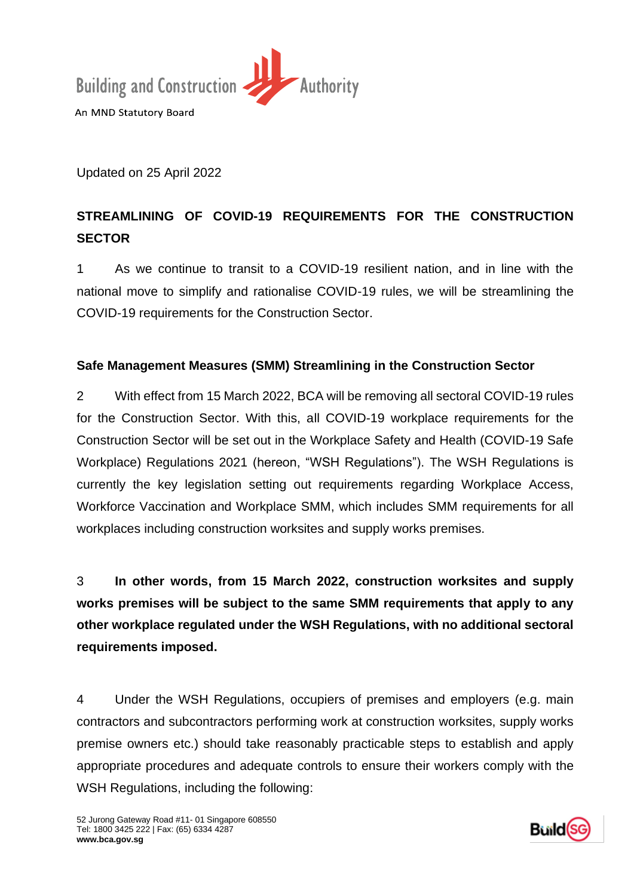Building and Construction Authority

An MND Statutory Board

Updated on 25 April 2022

# STREAMLINING OF COVID-19 REQUIREMENTS FOR THE CONSTRUCTION SECTOR

1 As we continue to transit to a COVID-19 resilient nation, and in line with the national move to simplify and rationalise COVID-19 rules, we will be streamlining the COVID-19 requirements for the Construction Sector.

## Safe Management Measures (SMM) Streamlining in the Construction Sector

2 With effect from 15 March 2022, BCA will be removing all sectoral COVID-19 rules for the Construction Sector. With this, all COVID-19 workplace requirements for the Construction Sector will be set out in the Workplace Safety and Health (COVID-19 Safe Workplace) Regulations 2021 (hereon, "WSH Regulations"). The WSH Regulations is currently the key legislation setting out requirements regarding Workplace Access, Workforce Vaccination and Workplace SMM, which includes SMM requirements for all workplaces including construction worksites and supply works premises.

3 **In other words, from 15 March 2022, construction worksites and supply works premises will be subject to the same SMM requirements that apply to any other workplace regulated under the WSH Regulations, with no additional sectoral requirements imposed.**

4 Under the WSH Regulations, occupiers of premises and employers (e.g. main contractors and subcontractors performing work at construction worksites, supply works premise owners etc.) should take reasonably practicable steps to establish and apply appropriate procedures and adequate controls to ensure their workers comply with the WSH Regulations, including the following:

52 Jurong Gateway Road #11- 01 Singapore 608550
Tel: 1800 3425 222 | Fax: (65) 6334 4287
**www.bca.gov.sg**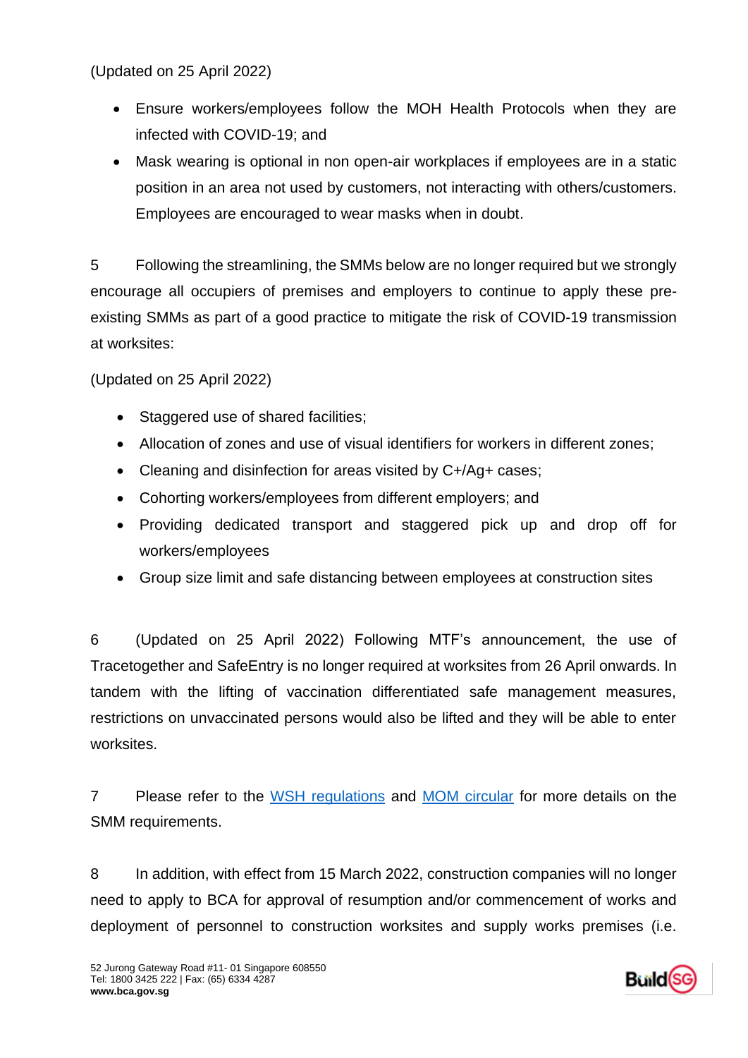(Updated on 25 April 2022)

- Ensure workers/employees follow the MOH Health Protocols when they are infected with COVID-19; and
- Mask wearing is optional in non open-air workplaces if employees are in a static position in an area not used by customers, not interacting with others/customers. Employees are encouraged to wear masks when in doubt.

5 Following the streamlining, the SMMs below are no longer required but we strongly encourage all occupiers of premises and employers to continue to apply these pre-existing SMMs as part of a good practice to mitigate the risk of COVID-19 transmission at worksites:

(Updated on 25 April 2022)

- Staggered use of shared facilities;
- Allocation of zones and use of visual identifiers for workers in different zones;
- Cleaning and disinfection for areas visited by C+/Ag+ cases;
- Cohorting workers/employees from different employers; and
- Providing dedicated transport and staggered pick up and drop off for workers/employees
- Group size limit and safe distancing between employees at construction sites

6 (Updated on 25 April 2022) Following MTF's announcement, the use of Tracetogether and SafeEntry is no longer required at worksites from 26 April onwards. In tandem with the lifting of vaccination differentiated safe management measures, restrictions on unvaccinated persons would also be lifted and they will be able to enter worksites.

7 Please refer to the WSH regulations and MOM circular for more details on the SMM requirements.

8 In addition, with effect from 15 March 2022, construction companies will no longer need to apply to BCA for approval of resumption and/or commencement of works and deployment of personnel to construction worksites and supply works premises (i.e.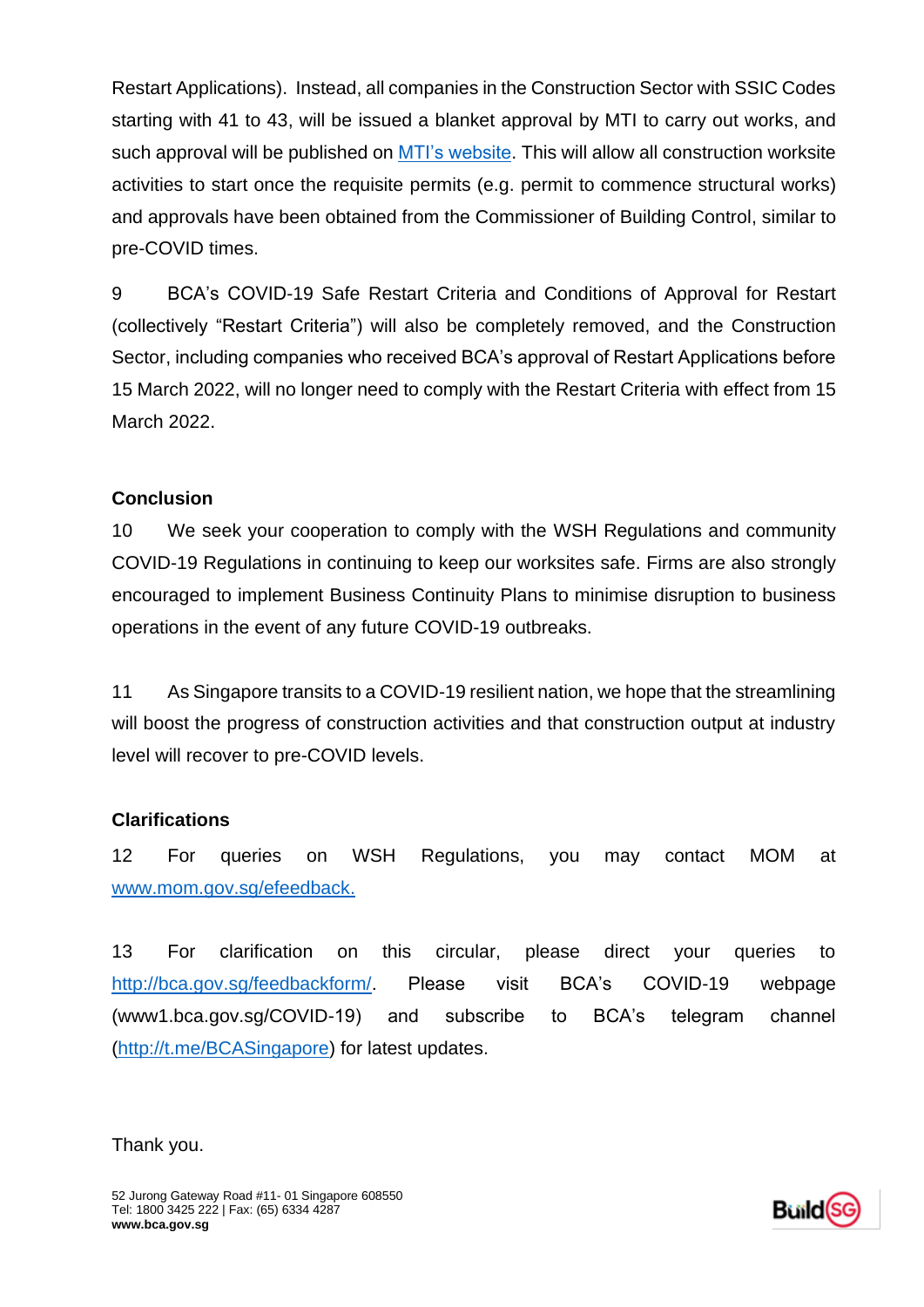Restart Applications). Instead, all companies in the Construction Sector with SSIC Codes starting with 41 to 43, will be issued a blanket approval by MTI to carry out works, and such approval will be published on [MTI's website](). This will allow all construction worksite activities to start once the requisite permits (e.g. permit to commence structural works) and approvals have been obtained from the Commissioner of Building Control, similar to pre-COVID times.

9 BCA's COVID-19 Safe Restart Criteria and Conditions of Approval for Restart (collectively "Restart Criteria") will also be completely removed, and the Construction Sector, including companies who received BCA's approval of Restart Applications before 15 March 2022, will no longer need to comply with the Restart Criteria with effect from 15 March 2022.

**Conclusion**

10 We seek your cooperation to comply with the WSH Regulations and community COVID-19 Regulations in continuing to keep our worksites safe. Firms are also strongly encouraged to implement Business Continuity Plans to minimise disruption to business operations in the event of any future COVID-19 outbreaks.

11 As Singapore transits to a COVID-19 resilient nation, we hope that the streamlining will boost the progress of construction activities and that construction output at industry level will recover to pre-COVID levels.

**Clarifications**

12 For queries on WSH Regulations, you may contact MOM at www.mom.gov.sg/efeedback.

13 For clarification on this circular, please direct your queries to http://bca.gov.sg/feedbackform/. Please visit BCA's COVID-19 webpage (www1.bca.gov.sg/COVID-19) and subscribe to BCA's telegram channel (http://t.me/BCASingapore) for latest updates.

Thank you.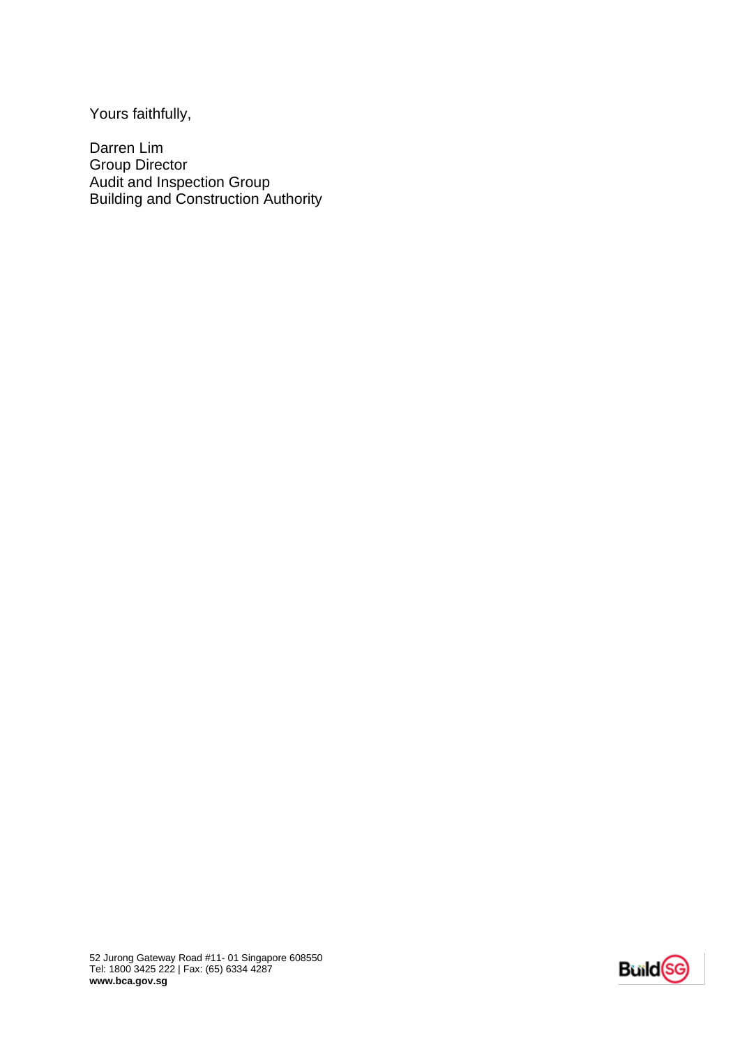Yours faithfully,

Darren Lim
Group Director
Audit and Inspection Group
Building and Construction Authority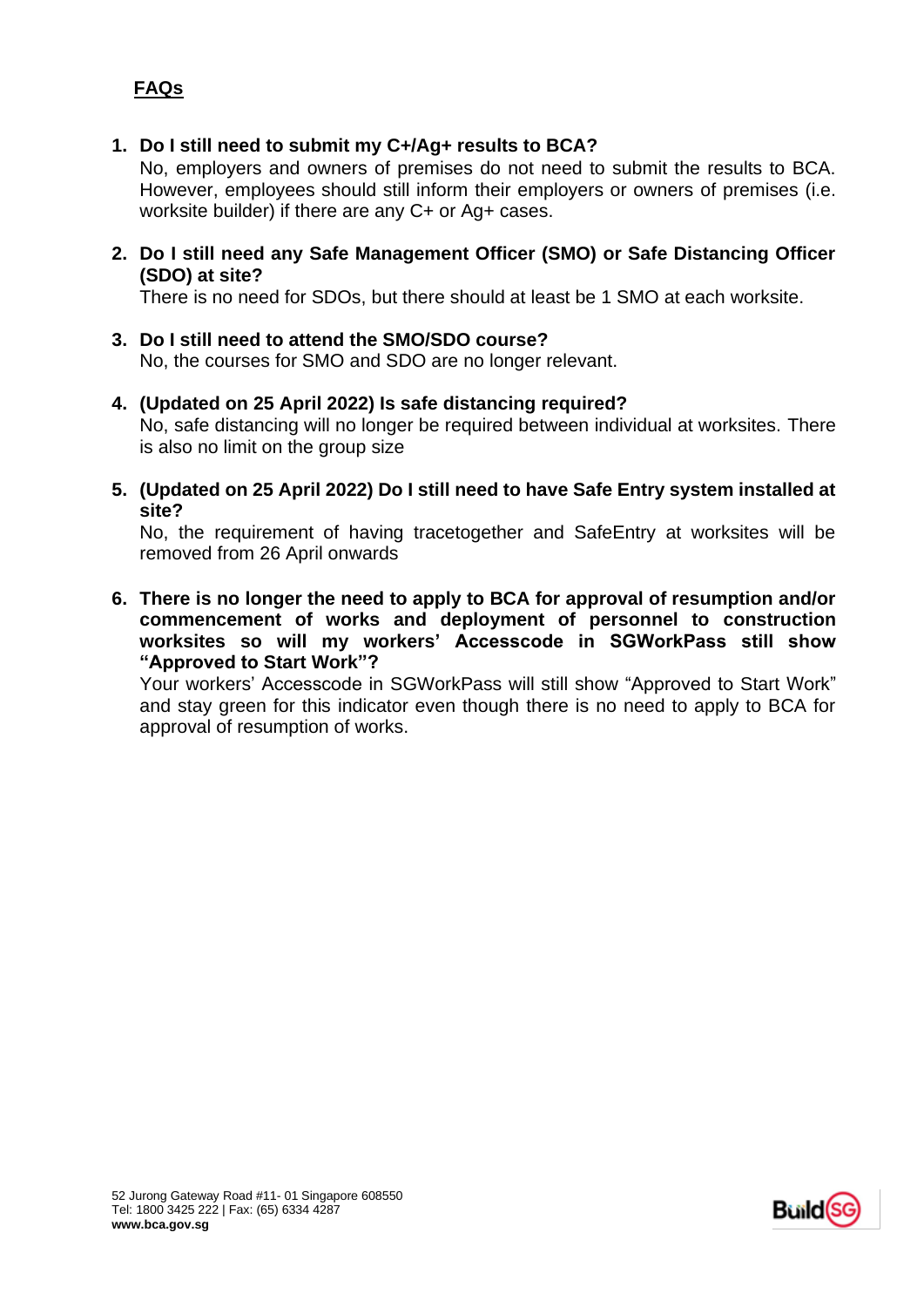## FAQs

1. **Do I still need to submit my C+/Ag+ results to BCA?**
   No, employers and owners of premises do not need to submit the results to BCA. However, employees should still inform their employers or owners of premises (i.e. worksite builder) if there are any C+ or Ag+ cases.

2. **Do I still need any Safe Management Officer (SMO) or Safe Distancing Officer (SDO) at site?**
   There is no need for SDOs, but there should at least be 1 SMO at each worksite.

3. **Do I still need to attend the SMO/SDO course?**
   No, the courses for SMO and SDO are no longer relevant.

4. **(Updated on 25 April 2022) Is safe distancing required?**
   No, safe distancing will no longer be required between individual at worksites. There is also no limit on the group size

5. **(Updated on 25 April 2022) Do I still need to have Safe Entry system installed at site?**
   No, the requirement of having tracetogether and SafeEntry at worksites will be removed from 26 April onwards

6. **There is no longer the need to apply to BCA for approval of resumption and/or commencement of works and deployment of personnel to construction worksites so will my workers' Accesscode in SGWorkPass still show "Approved to Start Work"?**
   Your workers' Accesscode in SGWorkPass will still show "Approved to Start Work" and stay green for this indicator even though there is no need to apply to BCA for approval of resumption of works.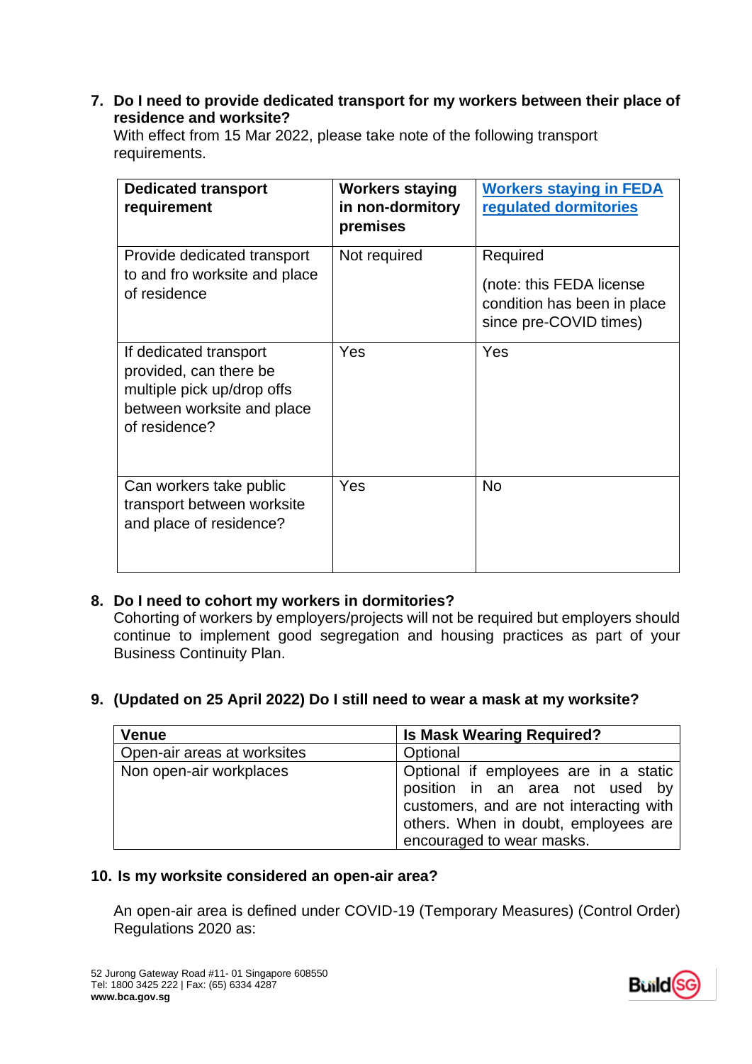**7. Do I need to provide dedicated transport for my workers between their place of residence and worksite?**

With effect from 15 Mar 2022, please take note of the following transport requirements.

| **Dedicated transport requirement** | **Workers staying in non-dormitory premises** | **[Workers staying in FEDA regulated dormitories]** |
|---|---|---|
| Provide dedicated transport to and fro worksite and place of residence | Not required | Required<br><br>(note: this FEDA license condition has been in place since pre-COVID times) |
| If dedicated transport provided, can there be multiple pick up/drop offs between worksite and place of residence? | Yes | Yes |
| Can workers take public transport between worksite and place of residence? | Yes | No |

**8. Do I need to cohort my workers in dormitories?**

Cohorting of workers by employers/projects will not be required but employers should continue to implement good segregation and housing practices as part of your Business Continuity Plan.

**9. (Updated on 25 April 2022) Do I still need to wear a mask at my worksite?**

| **Venue** | **Is Mask Wearing Required?** |
|---|---|
| Open-air areas at worksites | Optional |
| Non open-air workplaces | Optional if employees are in a static position in an area not used by customers, and are not interacting with others. When in doubt, employees are encouraged to wear masks. |

**10. Is my worksite considered an open-air area?**

An open-air area is defined under COVID-19 (Temporary Measures) (Control Order) Regulations 2020 as:

52 Jurong Gateway Road #11- 01 Singapore 608550
Tel: 1800 3425 222 | Fax: (65) 6334 4287
**www.bca.gov.sg**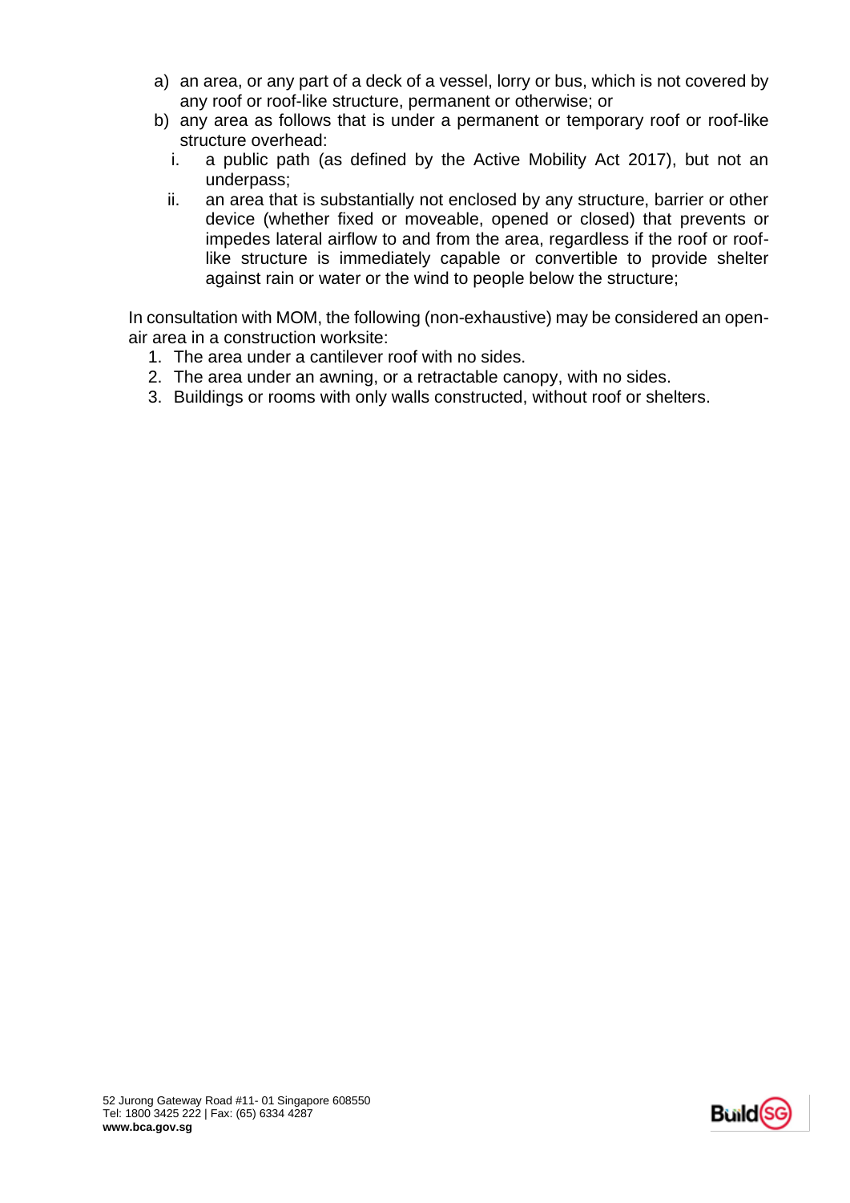a) an area, or any part of a deck of a vessel, lorry or bus, which is not covered by any roof or roof-like structure, permanent or otherwise; or
b) any area as follows that is under a permanent or temporary roof or roof-like structure overhead:
   i. a public path (as defined by the Active Mobility Act 2017), but not an underpass;
   ii. an area that is substantially not enclosed by any structure, barrier or other device (whether fixed or moveable, opened or closed) that prevents or impedes lateral airflow to and from the area, regardless if the roof or roof-like structure is immediately capable or convertible to provide shelter against rain or water or the wind to people below the structure;

In consultation with MOM, the following (non-exhaustive) may be considered an open-air area in a construction worksite:

1. The area under a cantilever roof with no sides.
2. The area under an awning, or a retractable canopy, with no sides.
3. Buildings or rooms with only walls constructed, without roof or shelters.